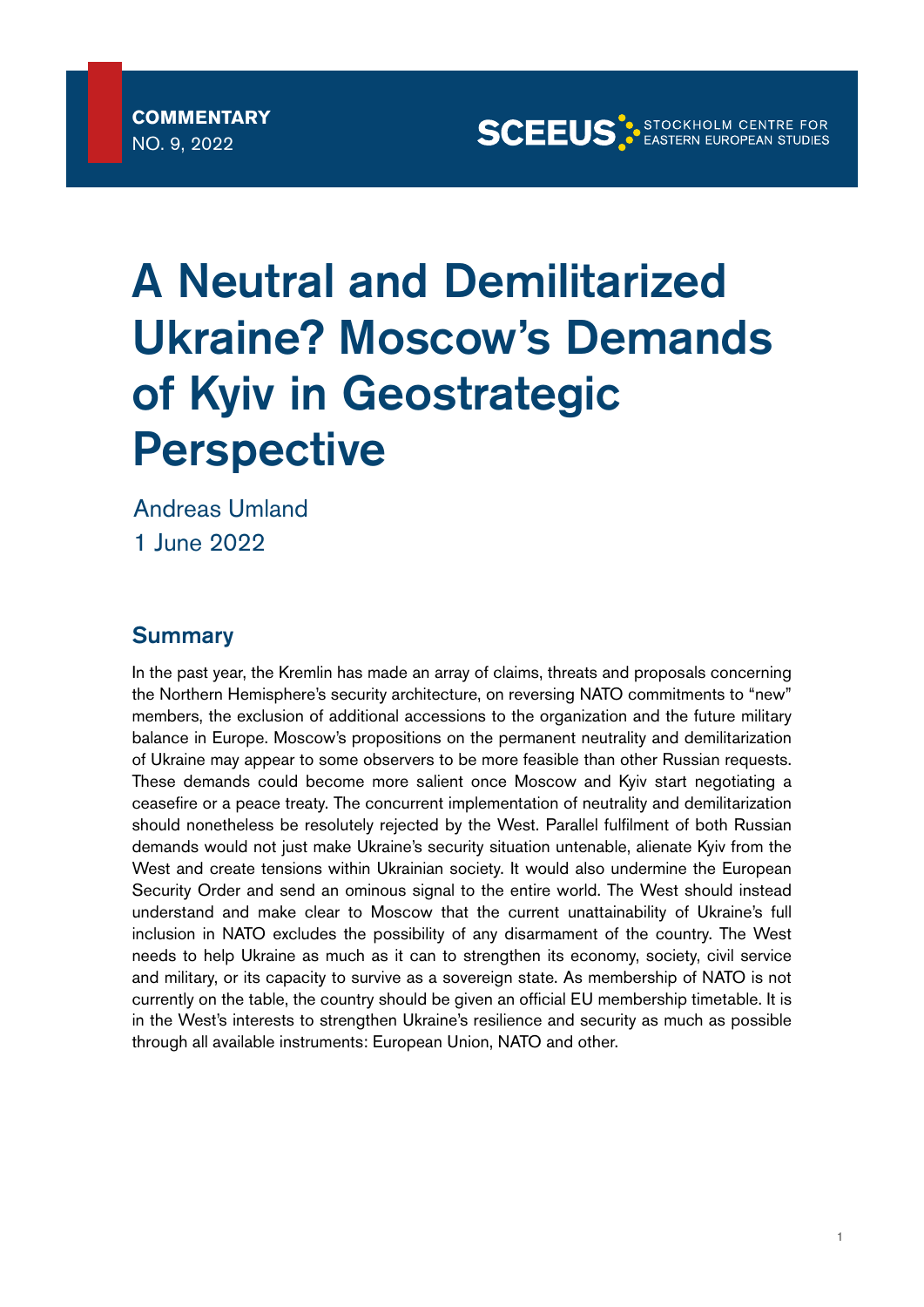**COMMENTARY**
NO. 9, 2022

SCEEUS STOCKHOLM CENTRE FOR EASTERN EUROPEAN STUDIES

# A Neutral and Demilitarized Ukraine? Moscow's Demands of Kyiv in Geostrategic Perspective

Andreas Umland
1 June 2022

## Summary

In the past year, the Kremlin has made an array of claims, threats and proposals concerning the Northern Hemisphere's security architecture, on reversing NATO commitments to "new" members, the exclusion of additional accessions to the organization and the future military balance in Europe. Moscow's propositions on the permanent neutrality and demilitarization of Ukraine may appear to some observers to be more feasible than other Russian requests. These demands could become more salient once Moscow and Kyiv start negotiating a ceasefire or a peace treaty. The concurrent implementation of neutrality and demilitarization should nonetheless be resolutely rejected by the West. Parallel fulfilment of both Russian demands would not just make Ukraine's security situation untenable, alienate Kyiv from the West and create tensions within Ukrainian society. It would also undermine the European Security Order and send an ominous signal to the entire world. The West should instead understand and make clear to Moscow that the current unattainability of Ukraine's full inclusion in NATO excludes the possibility of any disarmament of the country. The West needs to help Ukraine as much as it can to strengthen its economy, society, civil service and military, or its capacity to survive as a sovereign state. As membership of NATO is not currently on the table, the country should be given an official EU membership timetable. It is in the West's interests to strengthen Ukraine's resilience and security as much as possible through all available instruments: European Union, NATO and other.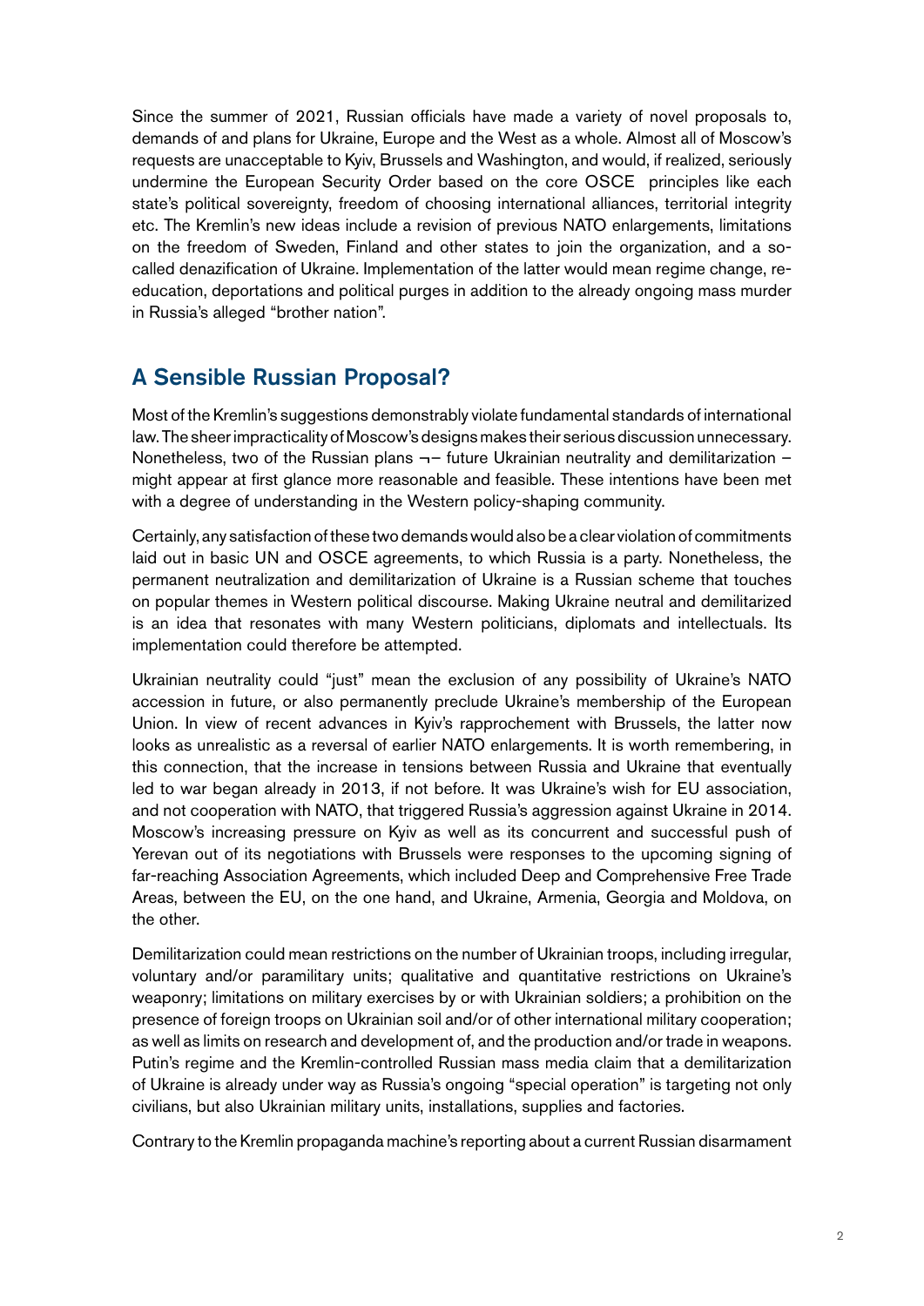Since the summer of 2021, Russian officials have made a variety of novel proposals to, demands of and plans for Ukraine, Europe and the West as a whole. Almost all of Moscow's requests are unacceptable to Kyiv, Brussels and Washington, and would, if realized, seriously undermine the European Security Order based on the core OSCE principles like each state's political sovereignty, freedom of choosing international alliances, territorial integrity etc. The Kremlin's new ideas include a revision of previous NATO enlargements, limitations on the freedom of Sweden, Finland and other states to join the organization, and a so-called denazification of Ukraine. Implementation of the latter would mean regime change, re-education, deportations and political purges in addition to the already ongoing mass murder in Russia's alleged "brother nation".

## A Sensible Russian Proposal?

Most of the Kremlin's suggestions demonstrably violate fundamental standards of international law. The sheer impracticality of Moscow's designs makes their serious discussion unnecessary. Nonetheless, two of the Russian plans ¬– future Ukrainian neutrality and demilitarization – might appear at first glance more reasonable and feasible. These intentions have been met with a degree of understanding in the Western policy-shaping community.

Certainly, any satisfaction of these two demands would also be a clear violation of commitments laid out in basic UN and OSCE agreements, to which Russia is a party. Nonetheless, the permanent neutralization and demilitarization of Ukraine is a Russian scheme that touches on popular themes in Western political discourse. Making Ukraine neutral and demilitarized is an idea that resonates with many Western politicians, diplomats and intellectuals. Its implementation could therefore be attempted.

Ukrainian neutrality could "just" mean the exclusion of any possibility of Ukraine's NATO accession in future, or also permanently preclude Ukraine's membership of the European Union. In view of recent advances in Kyiv's rapprochement with Brussels, the latter now looks as unrealistic as a reversal of earlier NATO enlargements. It is worth remembering, in this connection, that the increase in tensions between Russia and Ukraine that eventually led to war began already in 2013, if not before. It was Ukraine's wish for EU association, and not cooperation with NATO, that triggered Russia's aggression against Ukraine in 2014. Moscow's increasing pressure on Kyiv as well as its concurrent and successful push of Yerevan out of its negotiations with Brussels were responses to the upcoming signing of far-reaching Association Agreements, which included Deep and Comprehensive Free Trade Areas, between the EU, on the one hand, and Ukraine, Armenia, Georgia and Moldova, on the other.

Demilitarization could mean restrictions on the number of Ukrainian troops, including irregular, voluntary and/or paramilitary units; qualitative and quantitative restrictions on Ukraine's weaponry; limitations on military exercises by or with Ukrainian soldiers; a prohibition on the presence of foreign troops on Ukrainian soil and/or of other international military cooperation; as well as limits on research and development of, and the production and/or trade in weapons. Putin's regime and the Kremlin-controlled Russian mass media claim that a demilitarization of Ukraine is already under way as Russia's ongoing "special operation" is targeting not only civilians, but also Ukrainian military units, installations, supplies and factories.

Contrary to the Kremlin propaganda machine's reporting about a current Russian disarmament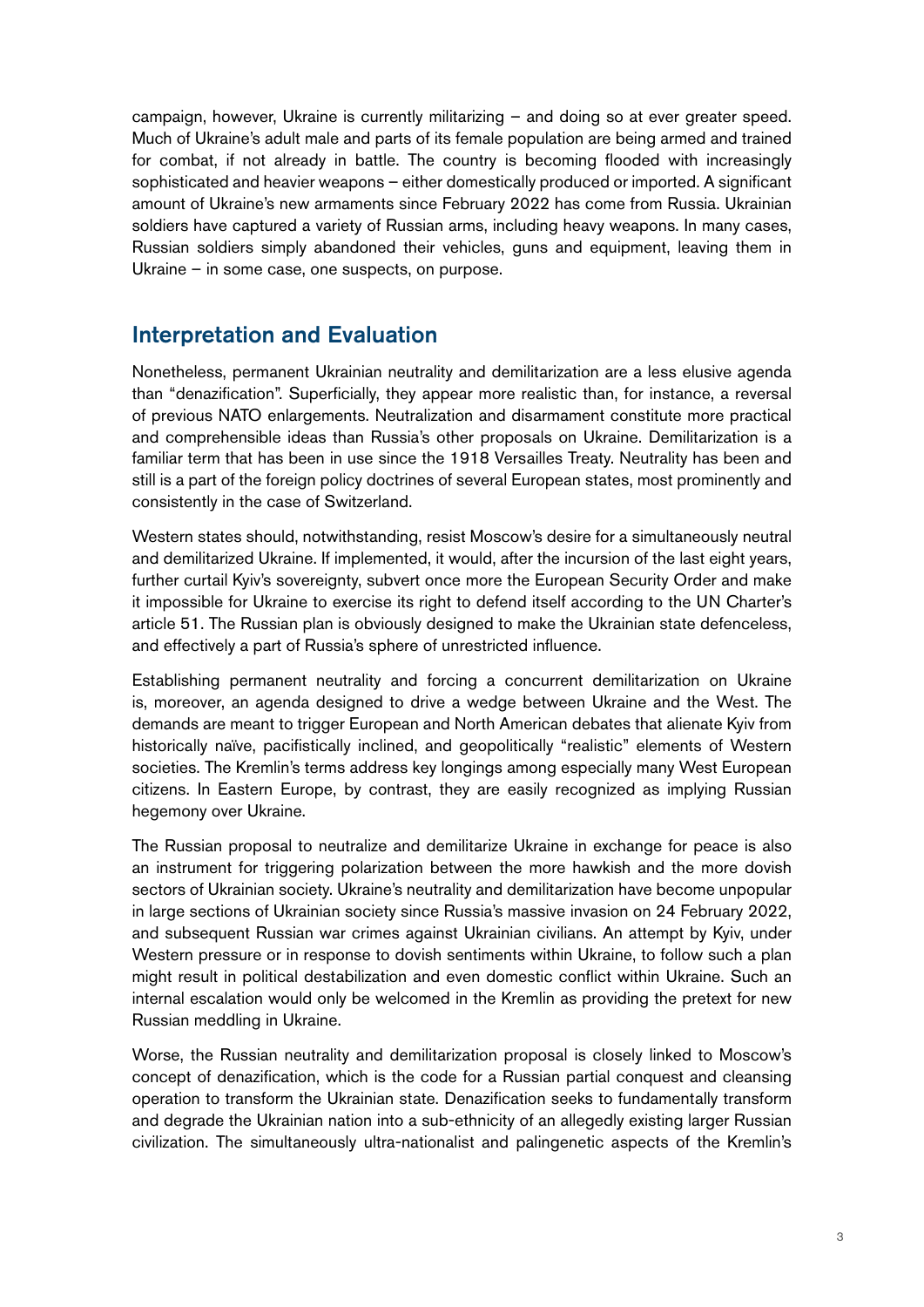campaign, however, Ukraine is currently militarizing – and doing so at ever greater speed. Much of Ukraine's adult male and parts of its female population are being armed and trained for combat, if not already in battle. The country is becoming flooded with increasingly sophisticated and heavier weapons – either domestically produced or imported. A significant amount of Ukraine's new armaments since February 2022 has come from Russia. Ukrainian soldiers have captured a variety of Russian arms, including heavy weapons. In many cases, Russian soldiers simply abandoned their vehicles, guns and equipment, leaving them in Ukraine – in some case, one suspects, on purpose.

## Interpretation and Evaluation

Nonetheless, permanent Ukrainian neutrality and demilitarization are a less elusive agenda than "denazification". Superficially, they appear more realistic than, for instance, a reversal of previous NATO enlargements. Neutralization and disarmament constitute more practical and comprehensible ideas than Russia's other proposals on Ukraine. Demilitarization is a familiar term that has been in use since the 1918 Versailles Treaty. Neutrality has been and still is a part of the foreign policy doctrines of several European states, most prominently and consistently in the case of Switzerland.

Western states should, notwithstanding, resist Moscow's desire for a simultaneously neutral and demilitarized Ukraine. If implemented, it would, after the incursion of the last eight years, further curtail Kyiv's sovereignty, subvert once more the European Security Order and make it impossible for Ukraine to exercise its right to defend itself according to the UN Charter's article 51. The Russian plan is obviously designed to make the Ukrainian state defenceless, and effectively a part of Russia's sphere of unrestricted influence.

Establishing permanent neutrality and forcing a concurrent demilitarization on Ukraine is, moreover, an agenda designed to drive a wedge between Ukraine and the West. The demands are meant to trigger European and North American debates that alienate Kyiv from historically naïve, pacifistically inclined, and geopolitically "realistic" elements of Western societies. The Kremlin's terms address key longings among especially many West European citizens. In Eastern Europe, by contrast, they are easily recognized as implying Russian hegemony over Ukraine.

The Russian proposal to neutralize and demilitarize Ukraine in exchange for peace is also an instrument for triggering polarization between the more hawkish and the more dovish sectors of Ukrainian society. Ukraine's neutrality and demilitarization have become unpopular in large sections of Ukrainian society since Russia's massive invasion on 24 February 2022, and subsequent Russian war crimes against Ukrainian civilians. An attempt by Kyiv, under Western pressure or in response to dovish sentiments within Ukraine, to follow such a plan might result in political destabilization and even domestic conflict within Ukraine. Such an internal escalation would only be welcomed in the Kremlin as providing the pretext for new Russian meddling in Ukraine.

Worse, the Russian neutrality and demilitarization proposal is closely linked to Moscow's concept of denazification, which is the code for a Russian partial conquest and cleansing operation to transform the Ukrainian state. Denazification seeks to fundamentally transform and degrade the Ukrainian nation into a sub-ethnicity of an allegedly existing larger Russian civilization. The simultaneously ultra-nationalist and palingenetic aspects of the Kremlin's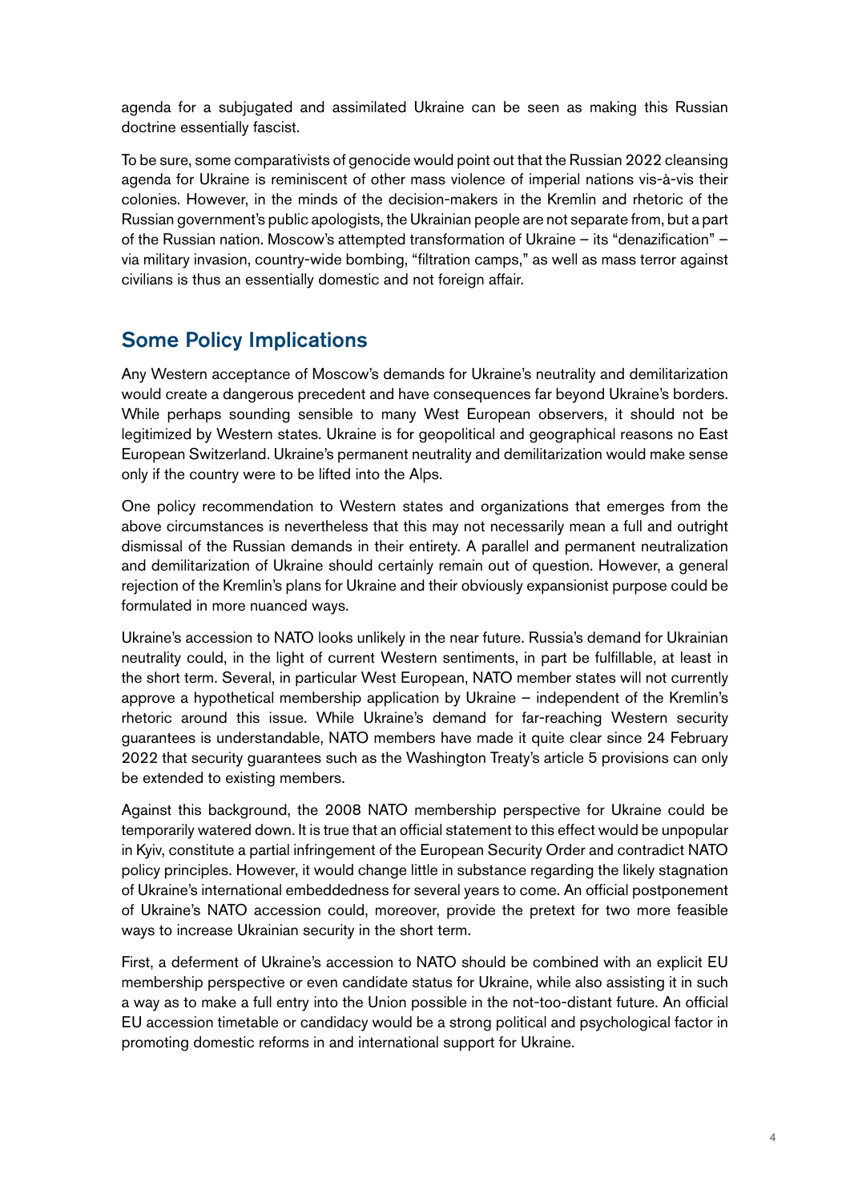agenda for a subjugated and assimilated Ukraine can be seen as making this Russian doctrine essentially fascist.

To be sure, some comparativists of genocide would point out that the Russian 2022 cleansing agenda for Ukraine is reminiscent of other mass violence of imperial nations vis-à-vis their colonies. However, in the minds of the decision-makers in the Kremlin and rhetoric of the Russian government's public apologists, the Ukrainian people are not separate from, but a part of the Russian nation. Moscow's attempted transformation of Ukraine – its "denazification" – via military invasion, country-wide bombing, "filtration camps," as well as mass terror against civilians is thus an essentially domestic and not foreign affair.

## Some Policy Implications

Any Western acceptance of Moscow's demands for Ukraine's neutrality and demilitarization would create a dangerous precedent and have consequences far beyond Ukraine's borders. While perhaps sounding sensible to many West European observers, it should not be legitimized by Western states. Ukraine is for geopolitical and geographical reasons no East European Switzerland. Ukraine's permanent neutrality and demilitarization would make sense only if the country were to be lifted into the Alps.

One policy recommendation to Western states and organizations that emerges from the above circumstances is nevertheless that this may not necessarily mean a full and outright dismissal of the Russian demands in their entirety. A parallel and permanent neutralization and demilitarization of Ukraine should certainly remain out of question. However, a general rejection of the Kremlin's plans for Ukraine and their obviously expansionist purpose could be formulated in more nuanced ways.

Ukraine's accession to NATO looks unlikely in the near future. Russia's demand for Ukrainian neutrality could, in the light of current Western sentiments, in part be fulfillable, at least in the short term. Several, in particular West European, NATO member states will not currently approve a hypothetical membership application by Ukraine – independent of the Kremlin's rhetoric around this issue. While Ukraine's demand for far-reaching Western security guarantees is understandable, NATO members have made it quite clear since 24 February 2022 that security guarantees such as the Washington Treaty's article 5 provisions can only be extended to existing members.

Against this background, the 2008 NATO membership perspective for Ukraine could be temporarily watered down. It is true that an official statement to this effect would be unpopular in Kyiv, constitute a partial infringement of the European Security Order and contradict NATO policy principles. However, it would change little in substance regarding the likely stagnation of Ukraine's international embeddedness for several years to come. An official postponement of Ukraine's NATO accession could, moreover, provide the pretext for two more feasible ways to increase Ukrainian security in the short term.

First, a deferment of Ukraine's accession to NATO should be combined with an explicit EU membership perspective or even candidate status for Ukraine, while also assisting it in such a way as to make a full entry into the Union possible in the not-too-distant future. An official EU accession timetable or candidacy would be a strong political and psychological factor in promoting domestic reforms in and international support for Ukraine.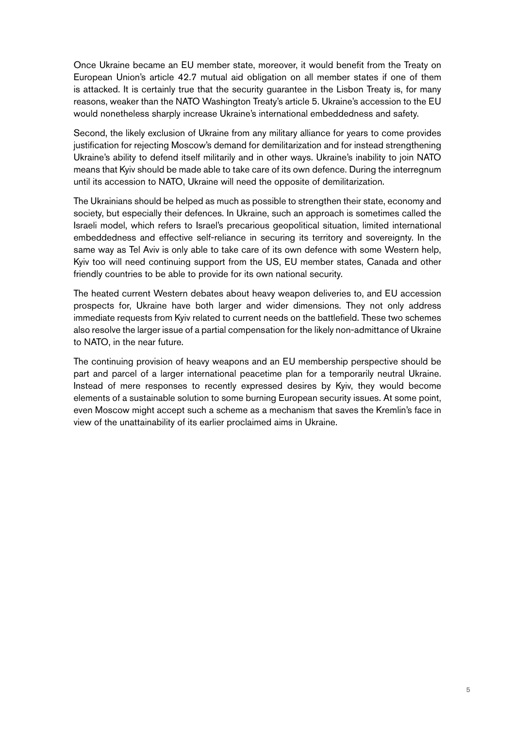Once Ukraine became an EU member state, moreover, it would benefit from the Treaty on European Union's article 42.7 mutual aid obligation on all member states if one of them is attacked. It is certainly true that the security guarantee in the Lisbon Treaty is, for many reasons, weaker than the NATO Washington Treaty's article 5. Ukraine's accession to the EU would nonetheless sharply increase Ukraine's international embeddedness and safety.

Second, the likely exclusion of Ukraine from any military alliance for years to come provides justification for rejecting Moscow's demand for demilitarization and for instead strengthening Ukraine's ability to defend itself militarily and in other ways. Ukraine's inability to join NATO means that Kyiv should be made able to take care of its own defence. During the interregnum until its accession to NATO, Ukraine will need the opposite of demilitarization.

The Ukrainians should be helped as much as possible to strengthen their state, economy and society, but especially their defences. In Ukraine, such an approach is sometimes called the Israeli model, which refers to Israel's precarious geopolitical situation, limited international embeddedness and effective self-reliance in securing its territory and sovereignty. In the same way as Tel Aviv is only able to take care of its own defence with some Western help, Kyiv too will need continuing support from the US, EU member states, Canada and other friendly countries to be able to provide for its own national security.

The heated current Western debates about heavy weapon deliveries to, and EU accession prospects for, Ukraine have both larger and wider dimensions. They not only address immediate requests from Kyiv related to current needs on the battlefield. These two schemes also resolve the larger issue of a partial compensation for the likely non-admittance of Ukraine to NATO, in the near future.

The continuing provision of heavy weapons and an EU membership perspective should be part and parcel of a larger international peacetime plan for a temporarily neutral Ukraine. Instead of mere responses to recently expressed desires by Kyiv, they would become elements of a sustainable solution to some burning European security issues. At some point, even Moscow might accept such a scheme as a mechanism that saves the Kremlin's face in view of the unattainability of its earlier proclaimed aims in Ukraine.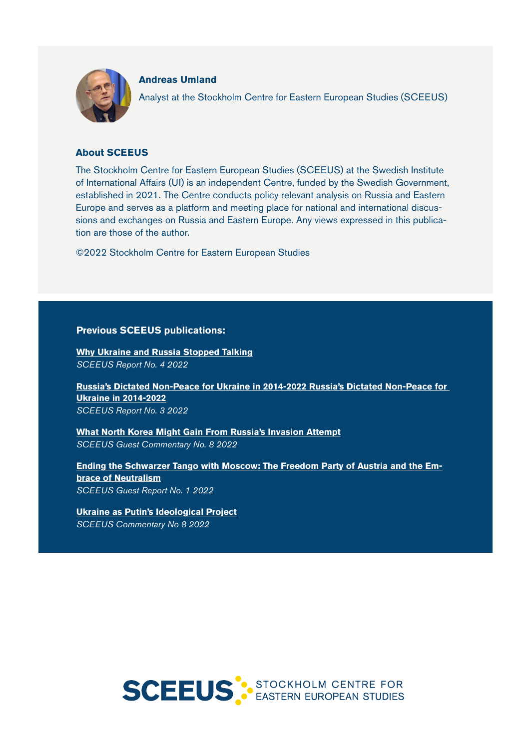**Andreas Umland**

Analyst at the Stockholm Centre for Eastern European Studies (SCEEUS)

### About SCEEUS

The Stockholm Centre for Eastern European Studies (SCEEUS) at the Swedish Institute of International Affairs (UI) is an independent Centre, funded by the Swedish Government, established in 2021. The Centre conducts policy relevant analysis on Russia and Eastern Europe and serves as a platform and meeting place for national and international discussions and exchanges on Russia and Eastern Europe. Any views expressed in this publication are those of the author.

©2022 Stockholm Centre for Eastern European Studies

### Previous SCEEUS publications:

**Why Ukraine and Russia Stopped Talking**
*SCEEUS Report No. 4 2022*

**Russia's Dictated Non-Peace for Ukraine in 2014-2022 Russia's Dictated Non-Peace for Ukraine in 2014-2022**
*SCEEUS Report No. 3 2022*

**What North Korea Might Gain From Russia's Invasion Attempt**
*SCEEUS Guest Commentary No. 8 2022*

**Ending the Schwarzer Tango with Moscow: The Freedom Party of Austria and the Embrace of Neutralism**
*SCEEUS Guest Report No. 1 2022*

**Ukraine as Putin's Ideological Project**
*SCEEUS Commentary No 8 2022*

SCEEUS STOCKHOLM CENTRE FOR EASTERN EUROPEAN STUDIES